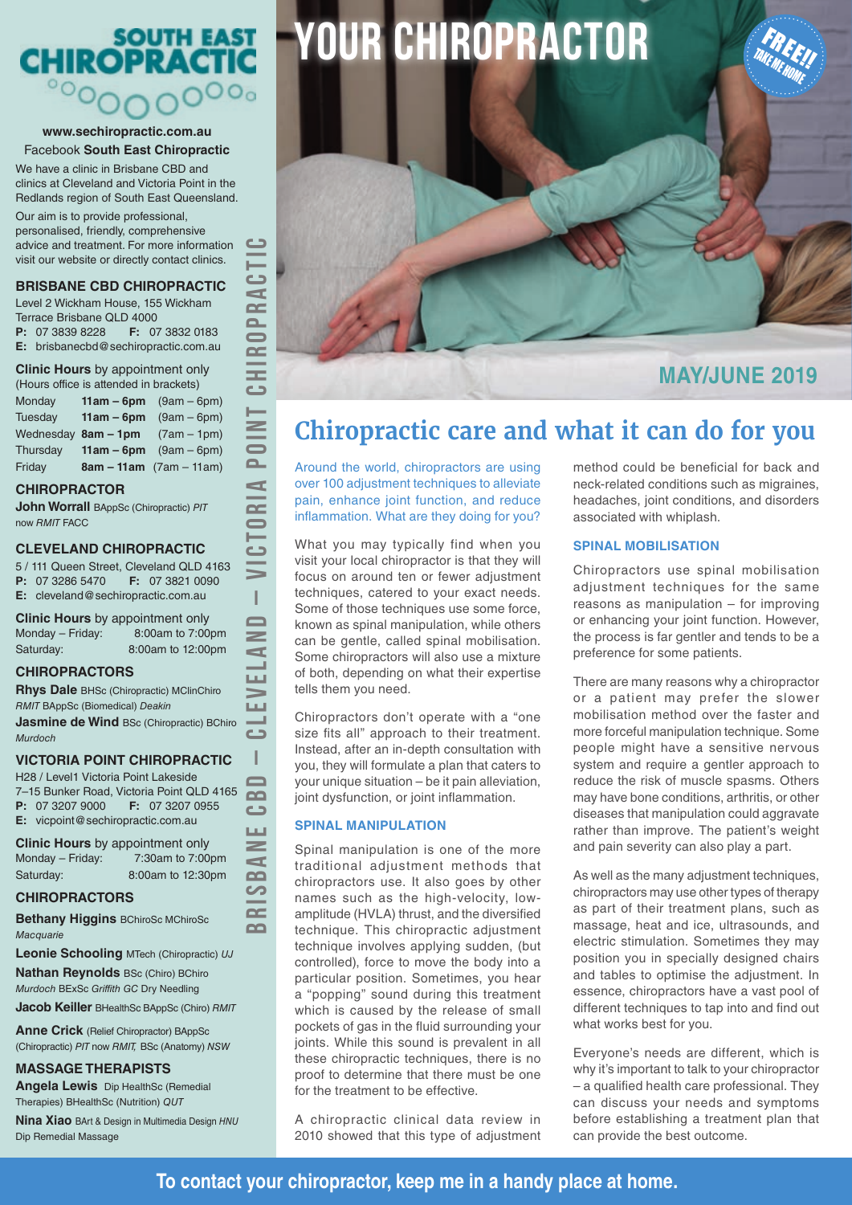# YOUR CHIROPRACTOR

FREE!! TAKE ME HOME

MAY/JUNE 2019

# SOUTH EAST CHIROPRACTIC

**www.sechiropractic.com.au**

Facebook **South East Chiropractic**

We have a clinic in Brisbane CBD and clinics at Cleveland and Victoria Point in the Redlands region of South East Queensland.

Our aim is to provide professional, personalised, friendly, comprehensive advice and treatment. For more information visit our website or directly contact clinics.

## BRISBANE CBD CHIROPRACTIC

Level 2 Wickham House, 155 Wickham Terrace Brisbane QLD 4000

**P:** 07 3839 8228 **F:** 07 3832 0183

**E:** brisbanecbd@sechiropractic.com.au

**Clinic Hours** by appointment only
(Hours office is attended in brackets)

| Day | Hours | Office |
|---|---|---|
| Monday | **11am – 6pm** | (9am – 6pm) |
| Tuesday | **11am – 6pm** | (9am – 6pm) |
| Wednesday | **8am – 1pm** | (7am – 1pm) |
| Thursday | **11am – 6pm** | (9am – 6pm) |
| Friday | **8am – 11am** | (7am – 11am) |

### CHIROPRACTOR

**John Worrall** BAppSc (Chiropractic) *PIT* now *RMIT* FACC

## CLEVELAND CHIROPRACTIC

5 / 111 Queen Street, Cleveland QLD 4163

**P:** 07 3286 5470 **F:** 07 3821 0090

**E:** cleveland@sechiropractic.com.au

**Clinic Hours** by appointment only

Monday – Friday: 8:00am to 7:00pm
Saturday: 8:00am to 12:00pm

### CHIROPRACTORS

**Rhys Dale** BHSc (Chiropractic) MClinChiro *RMIT* BAppSc (Biomedical) *Deakin*

**Jasmine de Wind** BSc (Chiropractic) BChiro *Murdoch*

## VICTORIA POINT CHIROPRACTIC

H28 / Level1 Victoria Point Lakeside 7–15 Bunker Road, Victoria Point QLD 4165

**P:** 07 3207 9000 **F:** 07 3207 0955

**E:** vicpoint@sechiropractic.com.au

**Clinic Hours** by appointment only

Monday – Friday: 7:30am to 7:00pm
Saturday: 8:00am to 12:30pm

### CHIROPRACTORS

**Bethany Higgins** BChiroSc MChiroSc *Macquarie*

**Leonie Schooling** MTech (Chiropractic) *UJ*

**Nathan Reynolds** BSc (Chiro) BChiro *Murdoch* BExSc *Griffith GC* Dry Needling

**Jacob Keiller** BHealthSc BAppSc (Chiro) *RMIT*

**Anne Crick** (Relief Chiropractor) BAppSc (Chiropractic) *PIT* now *RMIT,* BSc (Anatomy) *NSW*

### MASSAGE THERAPISTS

**Angela Lewis** Dip HealthSc (Remedial Therapies) BHealthSc (Nutrition) *QUT*

**Nina Xiao** BArt & Design in Multimedia Design *HNU* Dip Remedial Massage

BRISBANE CBD – CLEVELAND – VICTORIA POINT CHIROPRACTIC

# Chiropractic care and what it can do for you

Around the world, chiropractors are using over 100 adjustment techniques to alleviate pain, enhance joint function, and reduce inflammation. What are they doing for you?

What you may typically find when you visit your local chiropractor is that they will focus on around ten or fewer adjustment techniques, catered to your exact needs. Some of those techniques use some force, known as spinal manipulation, while others can be gentle, called spinal mobilisation. Some chiropractors will also use a mixture of both, depending on what their expertise tells them you need.

Chiropractors don't operate with a "one size fits all" approach to their treatment. Instead, after an in-depth consultation with you, they will formulate a plan that caters to your unique situation – be it pain alleviation, joint dysfunction, or joint inflammation.

### SPINAL MANIPULATION

Spinal manipulation is one of the more traditional adjustment methods that chiropractors use. It also goes by other names such as the high-velocity, low-amplitude (HVLA) thrust, and the diversified technique. This chiropractic adjustment technique involves applying sudden, (but controlled), force to move the body into a particular position. Sometimes, you hear a "popping" sound during this treatment which is caused by the release of small pockets of gas in the fluid surrounding your joints. While this sound is prevalent in all these chiropractic techniques, there is no proof to determine that there must be one for the treatment to be effective.

A chiropractic clinical data review in 2010 showed that this type of adjustment method could be beneficial for back and neck-related conditions such as migraines, headaches, joint conditions, and disorders associated with whiplash.

### SPINAL MOBILISATION

Chiropractors use spinal mobilisation adjustment techniques for the same reasons as manipulation – for improving or enhancing your joint function. However, the process is far gentler and tends to be a preference for some patients.

There are many reasons why a chiropractor or a patient may prefer the slower mobilisation method over the faster and more forceful manipulation technique. Some people might have a sensitive nervous system and require a gentler approach to reduce the risk of muscle spasms. Others may have bone conditions, arthritis, or other diseases that manipulation could aggravate rather than improve. The patient's weight and pain severity can also play a part.

As well as the many adjustment techniques, chiropractors may use other types of therapy as part of their treatment plans, such as massage, heat and ice, ultrasounds, and electric stimulation. Sometimes they may position you in specially designed chairs and tables to optimise the adjustment. In essence, chiropractors have a vast pool of different techniques to tap into and find out what works best for you.

Everyone's needs are different, which is why it's important to talk to your chiropractor – a qualified health care professional. They can discuss your needs and symptoms before establishing a treatment plan that can provide the best outcome.

**To contact your chiropractor, keep me in a handy place at home.**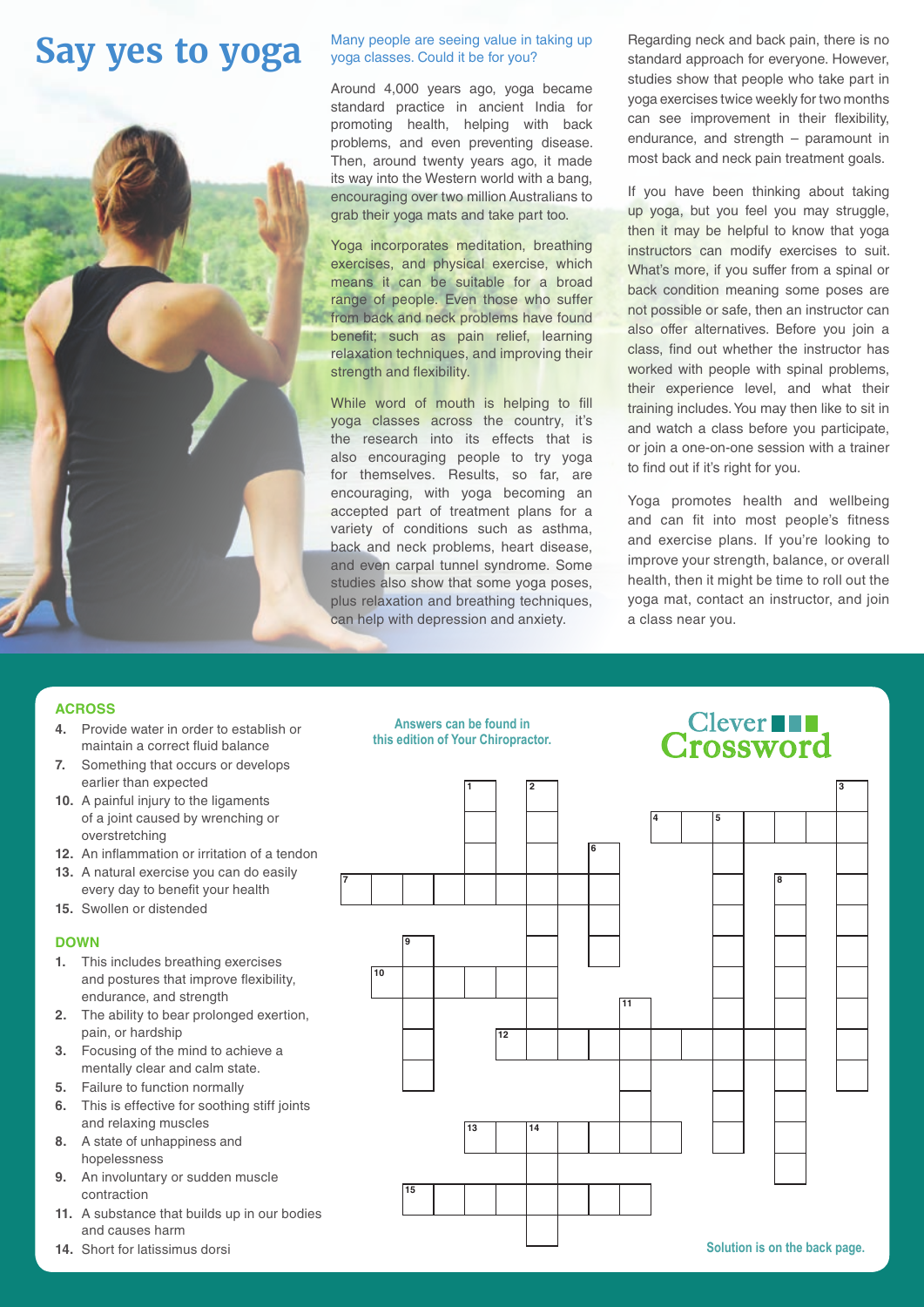# Say yes to yoga

Many people are seeing value in taking up yoga classes. Could it be for you?

Around 4,000 years ago, yoga became standard practice in ancient India for promoting health, helping with back problems, and even preventing disease. Then, around twenty years ago, it made its way into the Western world with a bang, encouraging over two million Australians to grab their yoga mats and take part too.

Yoga incorporates meditation, breathing exercises, and physical exercise, which means it can be suitable for a broad range of people. Even those who suffer from back and neck problems have found benefit; such as pain relief, learning relaxation techniques, and improving their strength and flexibility.

While word of mouth is helping to fill yoga classes across the country, it's the research into its effects that is also encouraging people to try yoga for themselves. Results, so far, are encouraging, with yoga becoming an accepted part of treatment plans for a variety of conditions such as asthma, back and neck problems, heart disease, and even carpal tunnel syndrome. Some studies also show that some yoga poses, plus relaxation and breathing techniques, can help with depression and anxiety.

Regarding neck and back pain, there is no standard approach for everyone. However, studies show that people who take part in yoga exercises twice weekly for two months can see improvement in their flexibility, endurance, and strength – paramount in most back and neck pain treatment goals.

If you have been thinking about taking up yoga, but you feel you may struggle, then it may be helpful to know that yoga instructors can modify exercises to suit. What's more, if you suffer from a spinal or back condition meaning some poses are not possible or safe, then an instructor can also offer alternatives. Before you join a class, find out whether the instructor has worked with people with spinal problems, their experience level, and what their training includes. You may then like to sit in and watch a class before you participate, or join a one-on-one session with a trainer to find out if it's right for you.

Yoga promotes health and wellbeing and can fit into most people's fitness and exercise plans. If you're looking to improve your strength, balance, or overall health, then it might be time to roll out the yoga mat, contact an instructor, and join a class near you.

## Clever Crossword

Answers can be found in this edition of Your Chiropractor.

### ACROSS

4. Provide water in order to establish or maintain a correct fluid balance
7. Something that occurs or develops earlier than expected
10. A painful injury to the ligaments of a joint caused by wrenching or overstretching
12. An inflammation or irritation of a tendon
13. A natural exercise you can do easily every day to benefit your health
15. Swollen or distended

### DOWN

1. This includes breathing exercises and postures that improve flexibility, endurance, and strength
2. The ability to bear prolonged exertion, pain, or hardship
3. Focusing of the mind to achieve a mentally clear and calm state.
5. Failure to function normally
6. This is effective for soothing stiff joints and relaxing muscles
8. A state of unhappiness and hopelessness
9. An involuntary or sudden muscle contraction
11. A substance that builds up in our bodies and causes harm
14. Short for latissimus dorsi

Solution is on the back page.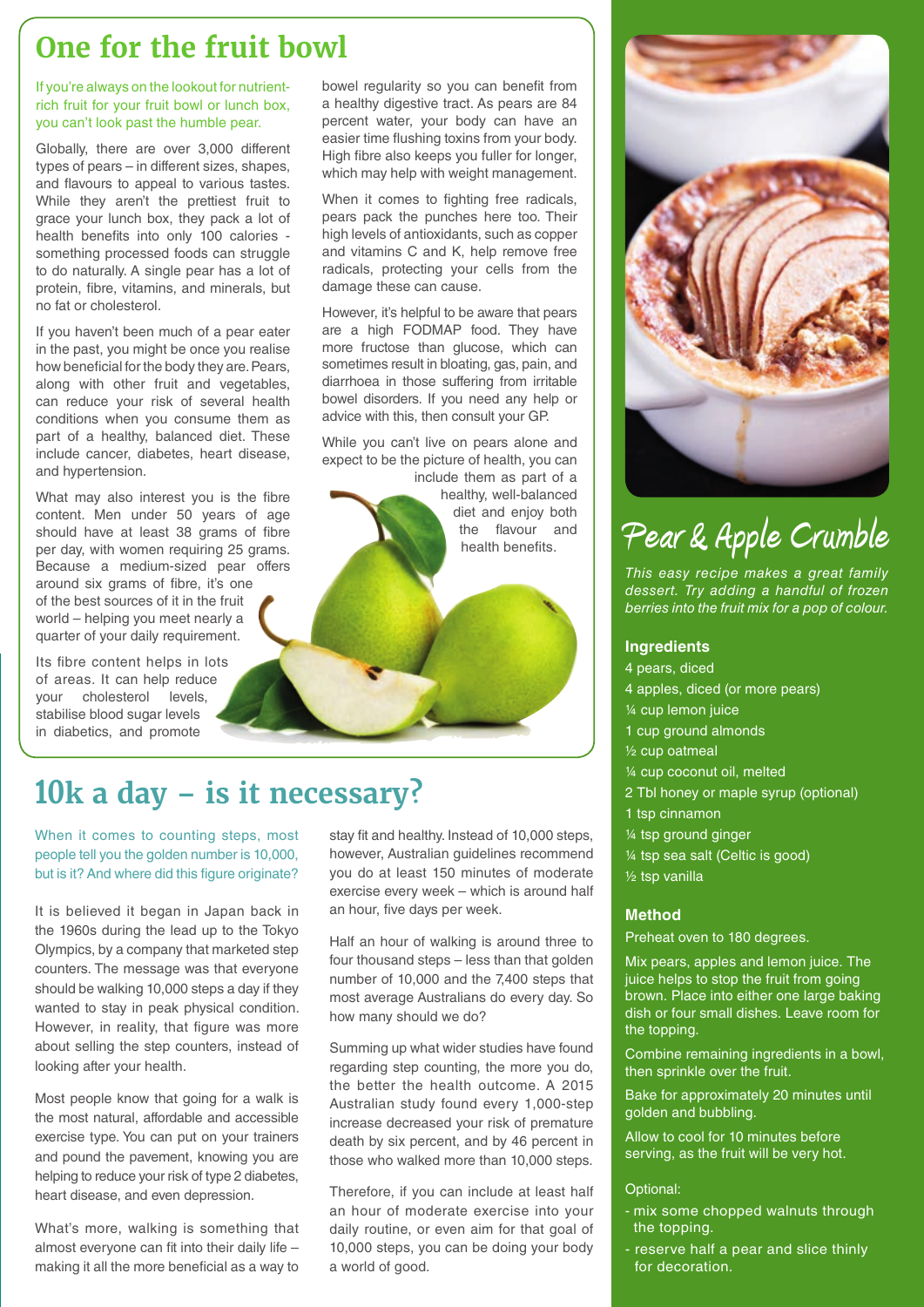# One for the fruit bowl

If you're always on the lookout for nutrient-rich fruit for your fruit bowl or lunch box, you can't look past the humble pear.

Globally, there are over 3,000 different types of pears – in different sizes, shapes, and flavours to appeal to various tastes. While they aren't the prettiest fruit to grace your lunch box, they pack a lot of health benefits into only 100 calories - something processed foods can struggle to do naturally. A single pear has a lot of protein, fibre, vitamins, and minerals, but no fat or cholesterol.

If you haven't been much of a pear eater in the past, you might be once you realise how beneficial for the body they are. Pears, along with other fruit and vegetables, can reduce your risk of several health conditions when you consume them as part of a healthy, balanced diet. These include cancer, diabetes, heart disease, and hypertension.

What may also interest you is the fibre content. Men under 50 years of age should have at least 38 grams of fibre per day, with women requiring 25 grams. Because a medium-sized pear offers around six grams of fibre, it's one of the best sources of it in the fruit world – helping you meet nearly a quarter of your daily requirement.

Its fibre content helps in lots of areas. It can help reduce your cholesterol levels, stabilise blood sugar levels in diabetics, and promote bowel regularity so you can benefit from a healthy digestive tract. As pears are 84 percent water, your body can have an easier time flushing toxins from your body. High fibre also keeps you fuller for longer, which may help with weight management.

When it comes to fighting free radicals, pears pack the punches here too. Their high levels of antioxidants, such as copper and vitamins C and K, help remove free radicals, protecting your cells from the damage these can cause.

However, it's helpful to be aware that pears are a high FODMAP food. They have more fructose than glucose, which can sometimes result in bloating, gas, pain, and diarrhoea in those suffering from irritable bowel disorders. If you need any help or advice with this, then consult your GP.

While you can't live on pears alone and expect to be the picture of health, you can include them as part of a healthy, well-balanced diet and enjoy both the flavour and health benefits.

# 10k a day – is it necessary?

When it comes to counting steps, most people tell you the golden number is 10,000, but is it? And where did this figure originate?

It is believed it began in Japan back in the 1960s during the lead up to the Tokyo Olympics, by a company that marketed step counters. The message was that everyone should be walking 10,000 steps a day if they wanted to stay in peak physical condition. However, in reality, that figure was more about selling the step counters, instead of looking after your health.

Most people know that going for a walk is the most natural, affordable and accessible exercise type. You can put on your trainers and pound the pavement, knowing you are helping to reduce your risk of type 2 diabetes, heart disease, and even depression.

What's more, walking is something that almost everyone can fit into their daily life – making it all the more beneficial as a way to stay fit and healthy. Instead of 10,000 steps, however, Australian guidelines recommend you do at least 150 minutes of moderate exercise every week – which is around half an hour, five days per week.

Half an hour of walking is around three to four thousand steps – less than that golden number of 10,000 and the 7,400 steps that most average Australians do every day. So how many should we do?

Summing up what wider studies have found regarding step counting, the more you do, the better the health outcome. A 2015 Australian study found every 1,000-step increase decreased your risk of premature death by six percent, and by 46 percent in those who walked more than 10,000 steps.

Therefore, if you can include at least half an hour of moderate exercise into your daily routine, or even aim for that goal of 10,000 steps, you can be doing your body a world of good.

# Pear & Apple Crumble

*This easy recipe makes a great family dessert. Try adding a handful of frozen berries into the fruit mix for a pop of colour.*

### Ingredients

- 4 pears, diced
- 4 apples, diced (or more pears)
- ¼ cup lemon juice
- 1 cup ground almonds
- ½ cup oatmeal
- ¼ cup coconut oil, melted
- 2 Tbl honey or maple syrup (optional)
- 1 tsp cinnamon
- ¼ tsp ground ginger
- ¼ tsp sea salt (Celtic is good)
- ½ tsp vanilla

### Method

Preheat oven to 180 degrees.

Mix pears, apples and lemon juice. The juice helps to stop the fruit from going brown. Place into either one large baking dish or four small dishes. Leave room for the topping.

Combine remaining ingredients in a bowl, then sprinkle over the fruit.

Bake for approximately 20 minutes until golden and bubbling.

Allow to cool for 10 minutes before serving, as the fruit will be very hot.

Optional:

- mix some chopped walnuts through the topping.
- reserve half a pear and slice thinly for decoration.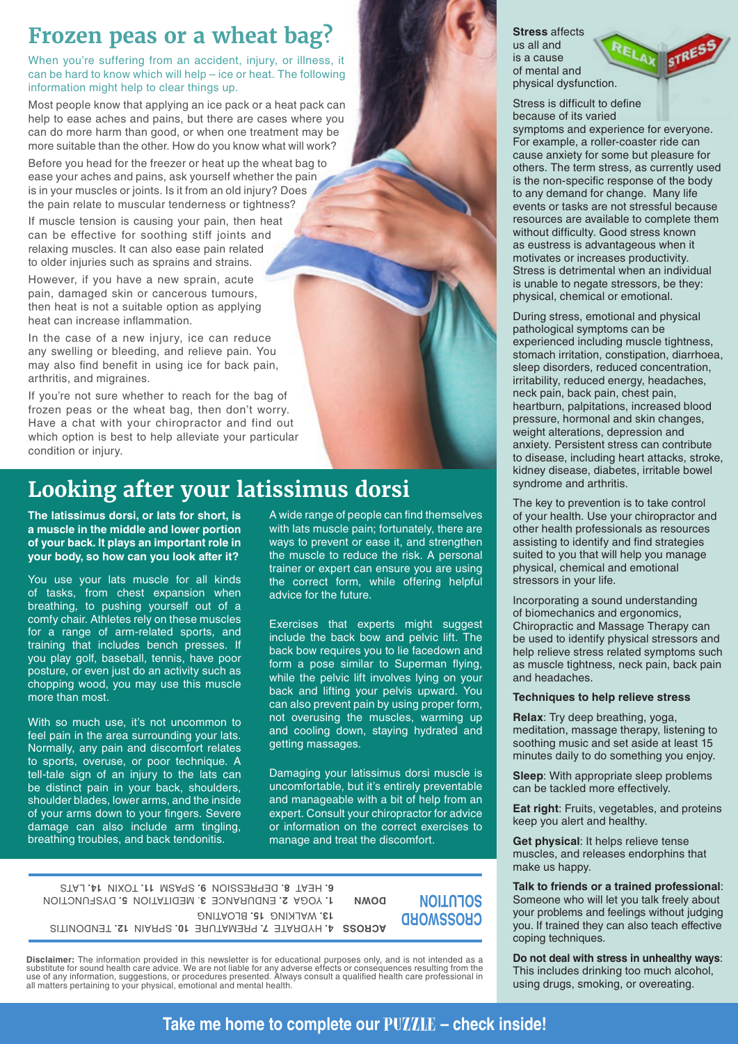# Frozen peas or a wheat bag?

When you're suffering from an accident, injury, or illness, it can be hard to know which will help – ice or heat. The following information might help to clear things up.

Most people know that applying an ice pack or a heat pack can help to ease aches and pains, but there are cases where you can do more harm than good, or when one treatment may be more suitable than the other. How do you know what will work?

Before you head for the freezer or heat up the wheat bag to ease your aches and pains, ask yourself whether the pain is in your muscles or joints. Is it from an old injury? Does the pain relate to muscular tenderness or tightness?

If muscle tension is causing your pain, then heat can be effective for soothing stiff joints and relaxing muscles. It can also ease pain related to older injuries such as sprains and strains.

However, if you have a new sprain, acute pain, damaged skin or cancerous tumours, then heat is not a suitable option as applying heat can increase inflammation.

In the case of a new injury, ice can reduce any swelling or bleeding, and relieve pain. You may also find benefit in using ice for back pain, arthritis, and migraines.

If you're not sure whether to reach for the bag of frozen peas or the wheat bag, then don't worry. Have a chat with your chiropractor and find out which option is best to help alleviate your particular condition or injury.

# Looking after your latissimus dorsi

**The latissimus dorsi, or lats for short, is a muscle in the middle and lower portion of your back. It plays an important role in your body, so how can you look after it?**

You use your lats muscle for all kinds of tasks, from chest expansion when breathing, to pushing yourself out of a comfy chair. Athletes rely on these muscles for a range of arm-related sports, and training that includes bench presses. If you play golf, baseball, tennis, have poor posture, or even just do an activity such as chopping wood, you may use this muscle more than most.

With so much use, it's not uncommon to feel pain in the area surrounding your lats. Normally, any pain and discomfort relates to sports, overuse, or poor technique. A tell-tale sign of an injury to the lats can be distinct pain in your back, shoulders, shoulder blades, lower arms, and the inside of your arms down to your fingers. Severe damage can also include arm tingling, breathing troubles, and back tendonitis.

A wide range of people can find themselves with lats muscle pain; fortunately, there are ways to prevent or ease it, and strengthen the muscle to reduce the risk. A personal trainer or expert can ensure you are using the correct form, while offering helpful advice for the future.

Exercises that experts might suggest include the back bow and pelvic lift. The back bow requires you to lie facedown and form a pose similar to Superman flying, while the pelvic lift involves lying on your back and lifting your pelvis upward. You can also prevent pain by using proper form, not overusing the muscles, warming up and cooling down, staying hydrated and getting massages.

Damaging your latissimus dorsi muscle is uncomfortable, but it's entirely preventable and manageable with a bit of help from an expert. Consult your chiropractor for advice or information on the correct exercises to manage and treat the discomfort.

**Stress** affects us all and is a cause of mental and physical dysfunction.

Stress is difficult to define because of its varied symptoms and experience for everyone. For example, a roller-coaster ride can cause anxiety for some but pleasure for others. The term stress, as currently used is the non-specific response of the body to any demand for change. Many life events or tasks are not stressful because resources are available to complete them without difficulty. Good stress known as eustress is advantageous when it motivates or increases productivity. Stress is detrimental when an individual is unable to negate stressors, be they: physical, chemical or emotional.

During stress, emotional and physical pathological symptoms can be experienced including muscle tightness, stomach irritation, constipation, diarrhoea, sleep disorders, reduced concentration, irritability, reduced energy, headaches, neck pain, back pain, chest pain, heartburn, palpitations, increased blood pressure, hormonal and skin changes, weight alterations, depression and anxiety. Persistent stress can contribute to disease, including heart attacks, stroke, kidney disease, diabetes, irritable bowel syndrome and arthritis.

The key to prevention is to take control of your health. Use your chiropractor and other health professionals as resources assisting to identify and find strategies suited to you that will help you manage physical, chemical and emotional stressors in your life.

Incorporating a sound understanding of biomechanics and ergonomics, Chiropractic and Massage Therapy can be used to identify physical stressors and help relieve stress related symptoms such as muscle tightness, neck pain, back pain and headaches.

**Techniques to help relieve stress**

**Relax**: Try deep breathing, yoga, meditation, massage therapy, listening to soothing music and set aside at least 15 minutes daily to do something you enjoy.

**Sleep**: With appropriate sleep problems can be tackled more effectively.

**Eat right**: Fruits, vegetables, and proteins keep you alert and healthy.

**Get physical**: It helps relieve tense muscles, and releases endorphins that make us happy.

**Talk to friends or a trained professional**: Someone who will let you talk freely about your problems and feelings without judging you. If trained they can also teach effective coping techniques.

**Do not deal with stress in unhealthy ways**: This includes drinking too much alcohol, using drugs, smoking, or overeating.

**CROSSWORD SOLUTION**

**ACROSS** **4.** HYDRATE **7.** PREMATURE **10.** SPRAIN **12.** TENDONITIS **13.** WALKING **15.** BLOATING

**DOWN** **1.** YOGA **2.** ENDURANCE **3.** MEDITATION **5.** DYSFUNCTION **6.** HEAT **8.** DEPRESSION **9.** SPASM **11.** TOXIN **14.** LATS

**Disclaimer:** The information provided in this newsletter is for educational purposes only, and is not intended as a substitute for sound health care advice. We are not liable for any adverse effects or consequences resulting from the use of any information, suggestions, or procedures presented. Always consult a qualified health care professional in all matters pertaining to your physical, emotional and mental health.

**Take me home to complete our PUZZLE – check inside!**